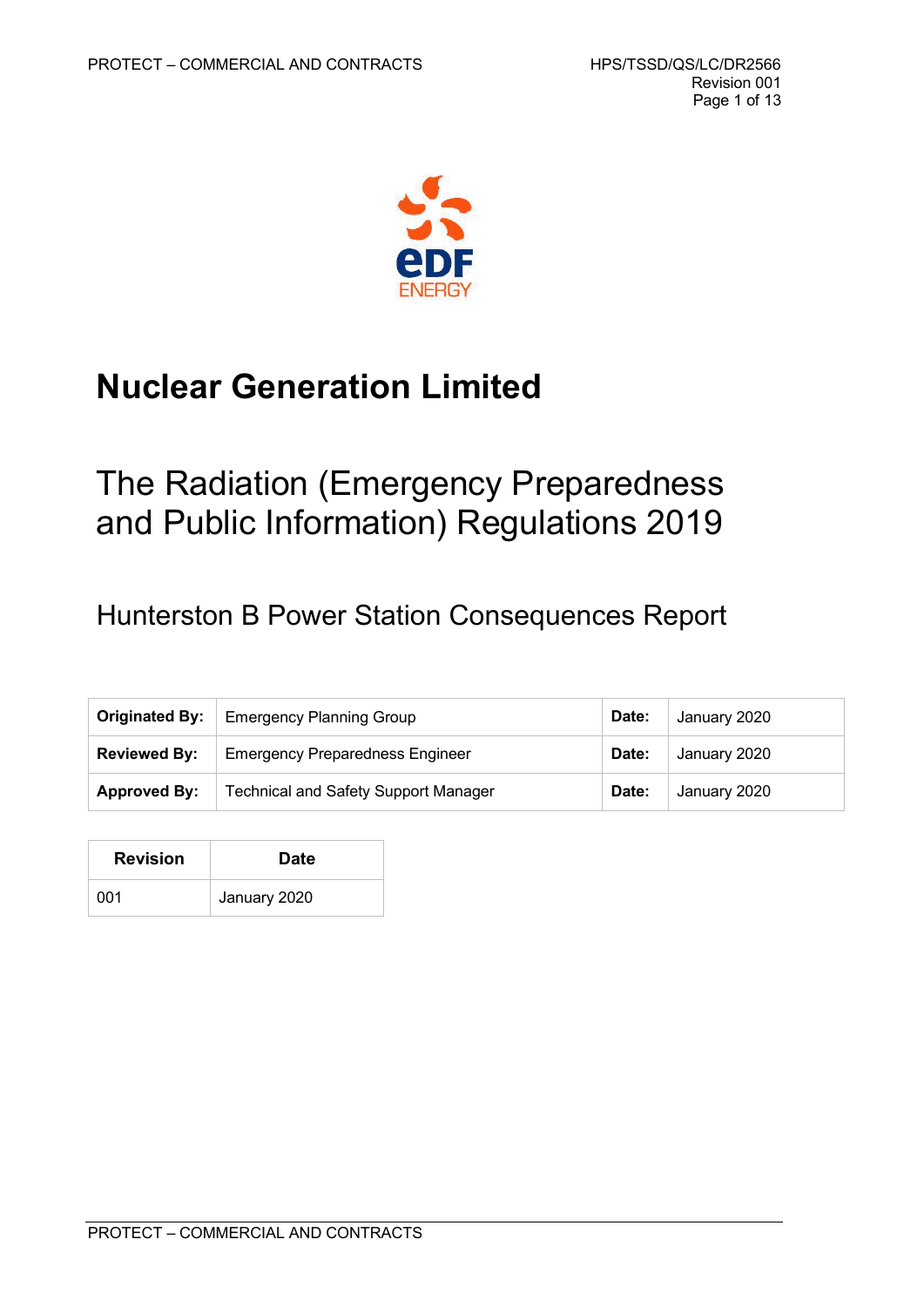# Nuclear Generation Limited

## The Radiation (Emergency Preparedness and Public Information) Regulations 2019

### Hunterston B Power Station Consequences Report

| **Originated By:** | Emergency Planning Group | **Date:** | January 2020 |
|---|---|---|---|
| **Reviewed By:** | Emergency Preparedness Engineer | **Date:** | January 2020 |
| **Approved By:** | Technical and Safety Support Manager | **Date:** | January 2020 |

| Revision | Date |
|---|---|
| 001 | January 2020 |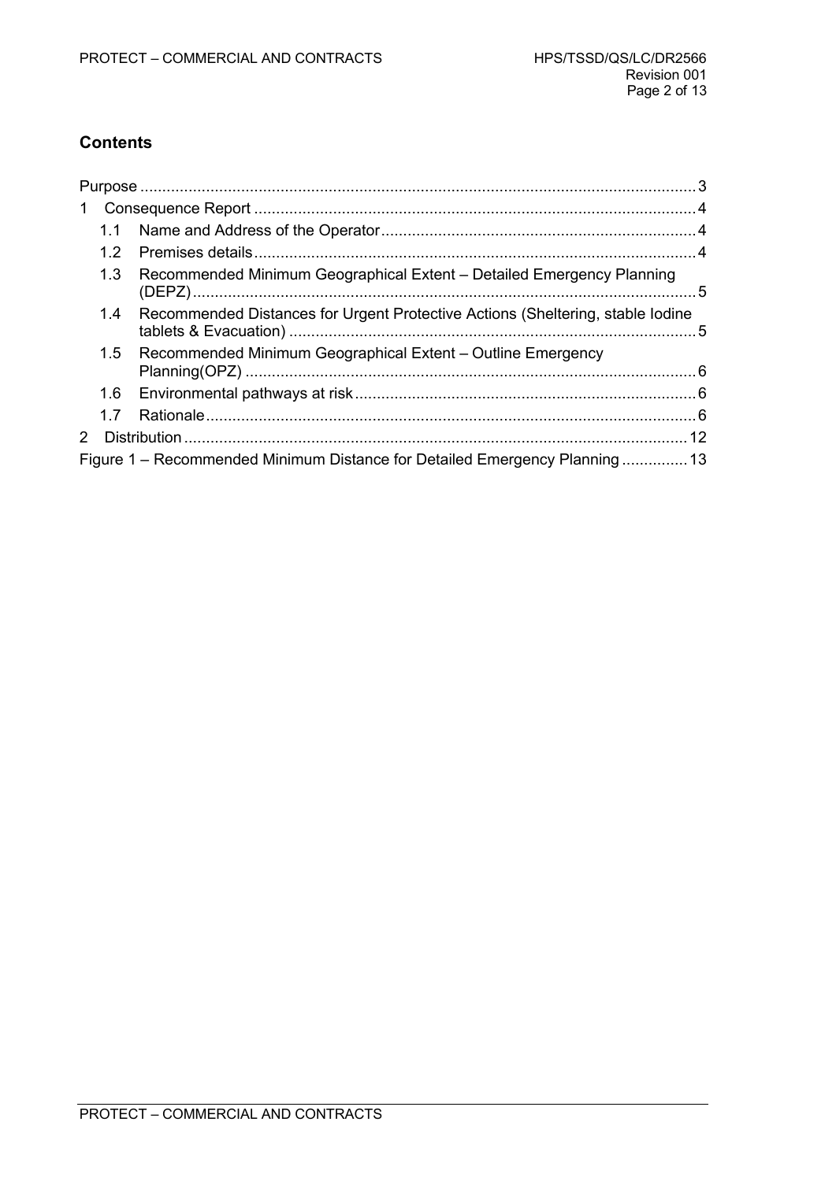## Contents

- Purpose ... 3
- 1 Consequence Report ... 4
  - 1.1 Name and Address of the Operator ... 4
  - 1.2 Premises details ... 4
  - 1.3 Recommended Minimum Geographical Extent – Detailed Emergency Planning (DEPZ) ... 5
  - 1.4 Recommended Distances for Urgent Protective Actions (Sheltering, stable Iodine tablets & Evacuation) ... 5
  - 1.5 Recommended Minimum Geographical Extent – Outline Emergency Planning(OPZ) ... 6
  - 1.6 Environmental pathways at risk ... 6
  - 1.7 Rationale ... 6
- 2 Distribution ... 12
- Figure 1 – Recommended Minimum Distance for Detailed Emergency Planning ... 13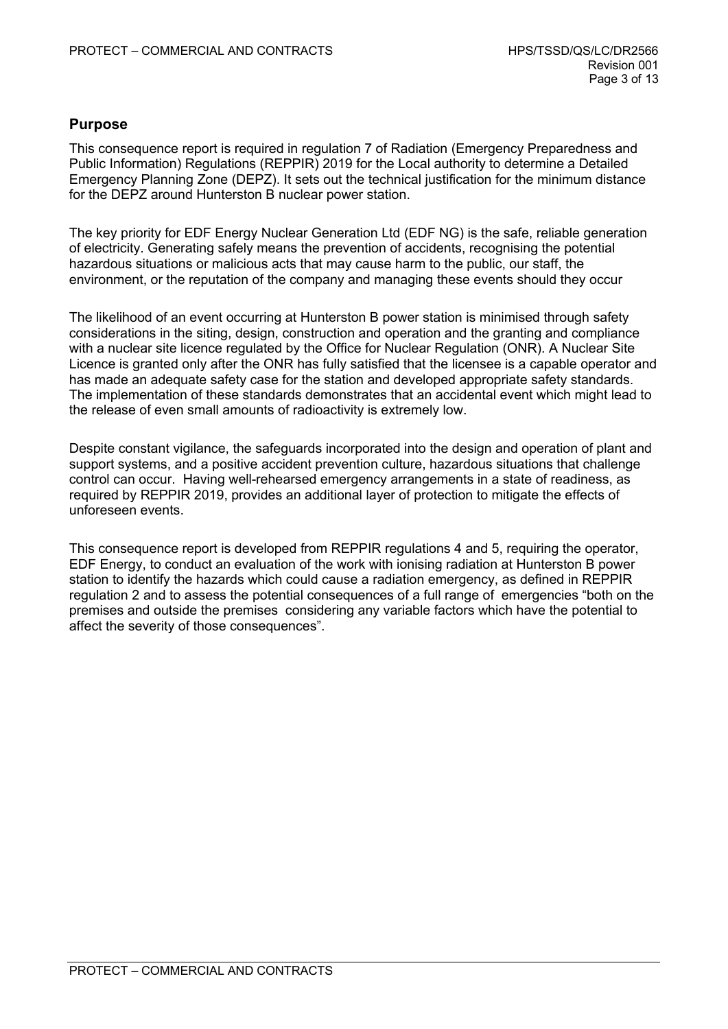## Purpose

This consequence report is required in regulation 7 of Radiation (Emergency Preparedness and Public Information) Regulations (REPPIR) 2019 for the Local authority to determine a Detailed Emergency Planning Zone (DEPZ). It sets out the technical justification for the minimum distance for the DEPZ around Hunterston B nuclear power station.

The key priority for EDF Energy Nuclear Generation Ltd (EDF NG) is the safe, reliable generation of electricity. Generating safely means the prevention of accidents, recognising the potential hazardous situations or malicious acts that may cause harm to the public, our staff, the environment, or the reputation of the company and managing these events should they occur

The likelihood of an event occurring at Hunterston B power station is minimised through safety considerations in the siting, design, construction and operation and the granting and compliance with a nuclear site licence regulated by the Office for Nuclear Regulation (ONR). A Nuclear Site Licence is granted only after the ONR has fully satisfied that the licensee is a capable operator and has made an adequate safety case for the station and developed appropriate safety standards. The implementation of these standards demonstrates that an accidental event which might lead to the release of even small amounts of radioactivity is extremely low.

Despite constant vigilance, the safeguards incorporated into the design and operation of plant and support systems, and a positive accident prevention culture, hazardous situations that challenge control can occur. Having well-rehearsed emergency arrangements in a state of readiness, as required by REPPIR 2019, provides an additional layer of protection to mitigate the effects of unforeseen events.

This consequence report is developed from REPPIR regulations 4 and 5, requiring the operator, EDF Energy, to conduct an evaluation of the work with ionising radiation at Hunterston B power station to identify the hazards which could cause a radiation emergency, as defined in REPPIR regulation 2 and to assess the potential consequences of a full range of emergencies "both on the premises and outside the premises considering any variable factors which have the potential to affect the severity of those consequences".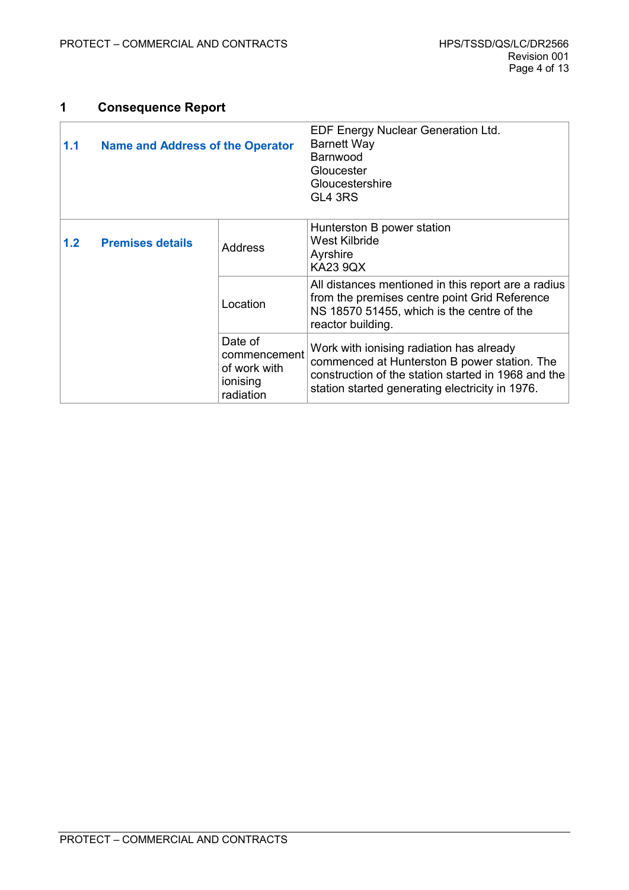# 1 Consequence Report

| | | |
|---|---|---|
| **1.1 Name and Address of the Operator** | | EDF Energy Nuclear Generation Ltd.<br>Barnett Way<br>Barnwood<br>Gloucester<br>Gloucestershire<br>GL4 3RS |
| **1.2 Premises details** | Address | Hunterston B power station<br>West Kilbride<br>Ayrshire<br>KA23 9QX |
| | Location | All distances mentioned in this report are a radius from the premises centre point Grid Reference NS 18570 51455, which is the centre of the reactor building. |
| | Date of commencement of work with ionising radiation | Work with ionising radiation has already commenced at Hunterston B power station. The construction of the station started in 1968 and the station started generating electricity in 1976. |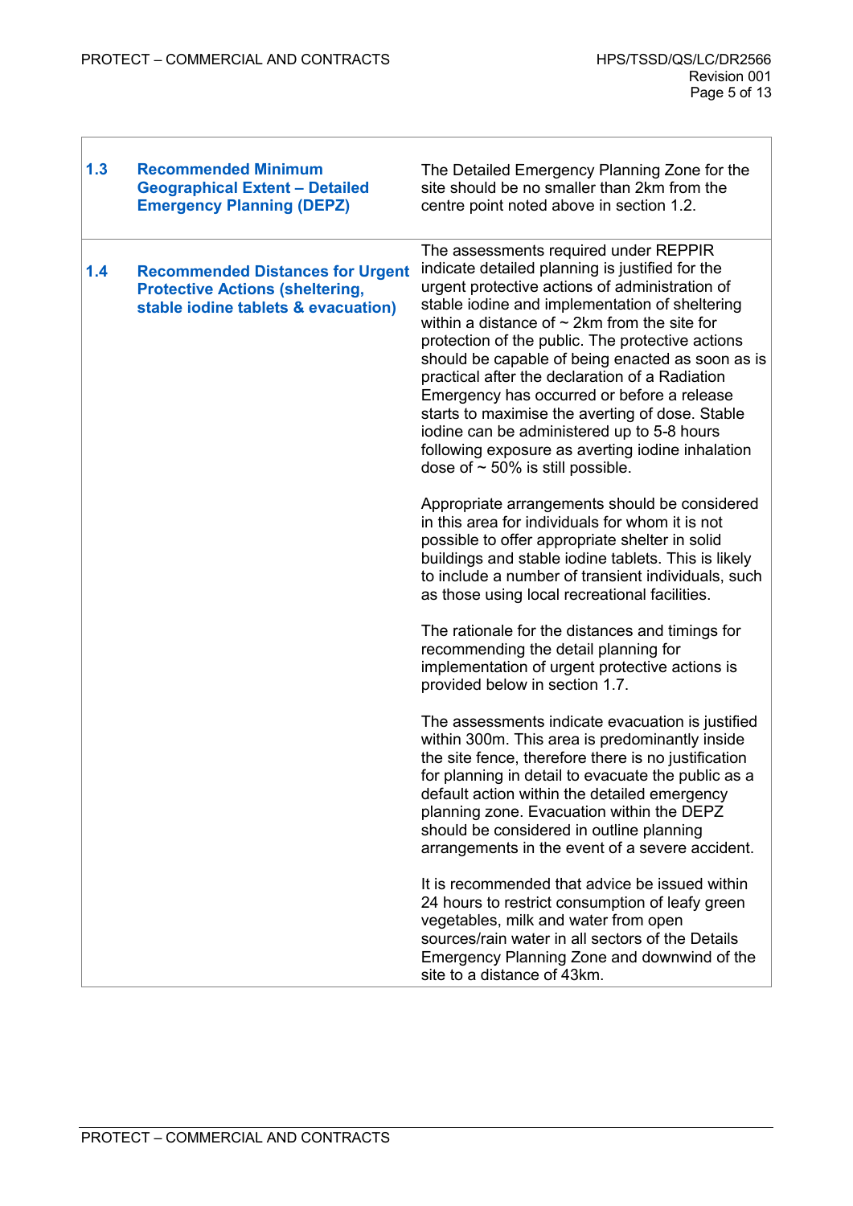| | | |
|---|---|---|
| **1.3** | **Recommended Minimum Geographical Extent – Detailed Emergency Planning (DEPZ)** | The Detailed Emergency Planning Zone for the site should be no smaller than 2km from the centre point noted above in section 1.2. |
| **1.4** | **Recommended Distances for Urgent Protective Actions (sheltering, stable iodine tablets & evacuation)** | The assessments required under REPPIR indicate detailed planning is justified for the urgent protective actions of administration of stable iodine and implementation of sheltering within a distance of ~ 2km from the site for protection of the public. The protective actions should be capable of being enacted as soon as is practical after the declaration of a Radiation Emergency has occurred or before a release starts to maximise the averting of dose. Stable iodine can be administered up to 5-8 hours following exposure as averting iodine inhalation dose of ~ 50% is still possible.<br><br>Appropriate arrangements should be considered in this area for individuals for whom it is not possible to offer appropriate shelter in solid buildings and stable iodine tablets. This is likely to include a number of transient individuals, such as those using local recreational facilities.<br><br>The rationale for the distances and timings for recommending the detail planning for implementation of urgent protective actions is provided below in section 1.7.<br><br>The assessments indicate evacuation is justified within 300m. This area is predominantly inside the site fence, therefore there is no justification for planning in detail to evacuate the public as a default action within the detailed emergency planning zone. Evacuation within the DEPZ should be considered in outline planning arrangements in the event of a severe accident.<br><br>It is recommended that advice be issued within 24 hours to restrict consumption of leafy green vegetables, milk and water from open sources/rain water in all sectors of the Details Emergency Planning Zone and downwind of the site to a distance of 43km. |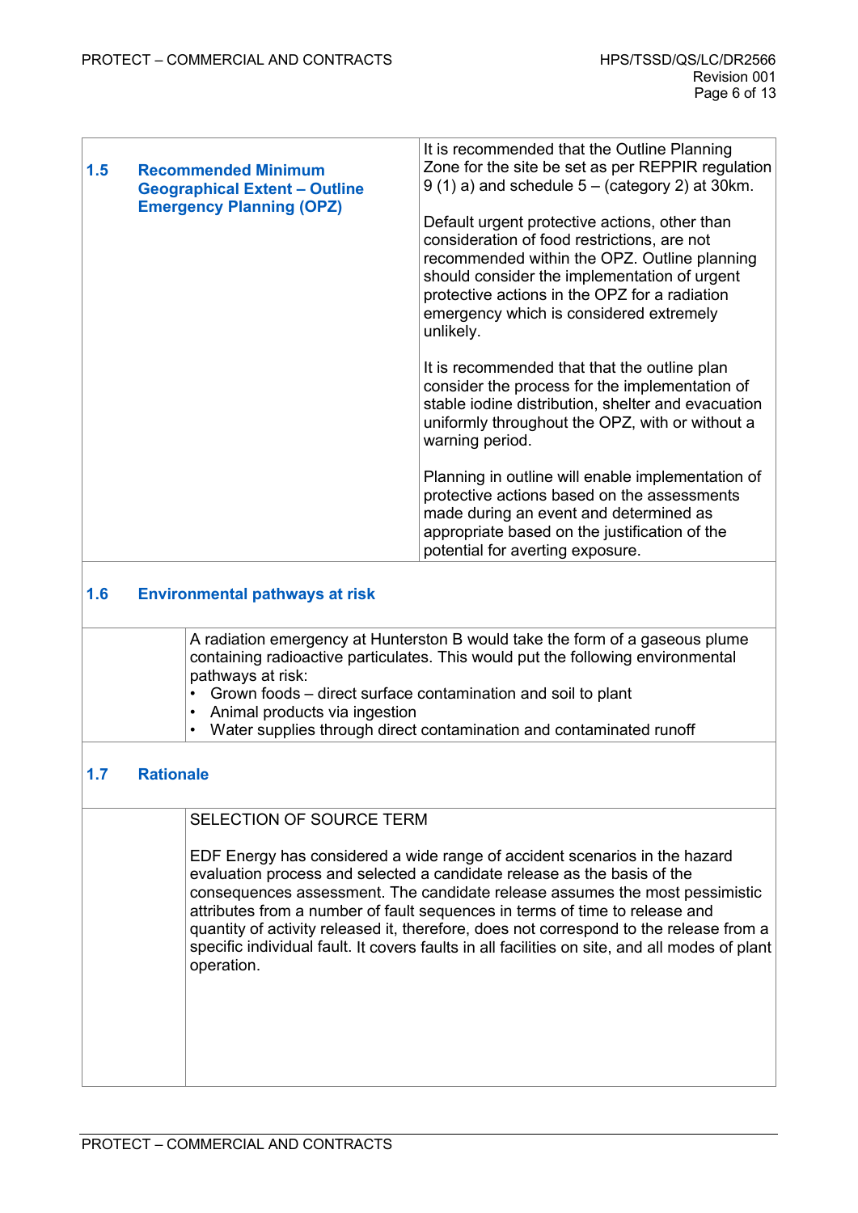| | |
|---|---|
| **1.5 Recommended Minimum Geographical Extent – Outline Emergency Planning (OPZ)** | It is recommended that the Outline Planning Zone for the site be set as per REPPIR regulation 9 (1) a) and schedule 5 – (category 2) at 30km.<br><br>Default urgent protective actions, other than consideration of food restrictions, are not recommended within the OPZ. Outline planning should consider the implementation of urgent protective actions in the OPZ for a radiation emergency which is considered extremely unlikely.<br><br>It is recommended that that the outline plan consider the process for the implementation of stable iodine distribution, shelter and evacuation uniformly throughout the OPZ, with or without a warning period.<br><br>Planning in outline will enable implementation of protective actions based on the assessments made during an event and determined as appropriate based on the justification of the potential for averting exposure. |

## 1.6 Environmental pathways at risk

A radiation emergency at Hunterston B would take the form of a gaseous plume containing radioactive particulates. This would put the following environmental pathways at risk:

- Grown foods – direct surface contamination and soil to plant
- Animal products via ingestion
- Water supplies through direct contamination and contaminated runoff

## 1.7 Rationale

SELECTION OF SOURCE TERM

EDF Energy has considered a wide range of accident scenarios in the hazard evaluation process and selected a candidate release as the basis of the consequences assessment. The candidate release assumes the most pessimistic attributes from a number of fault sequences in terms of time to release and quantity of activity released it, therefore, does not correspond to the release from a specific individual fault. It covers faults in all facilities on site, and all modes of plant operation.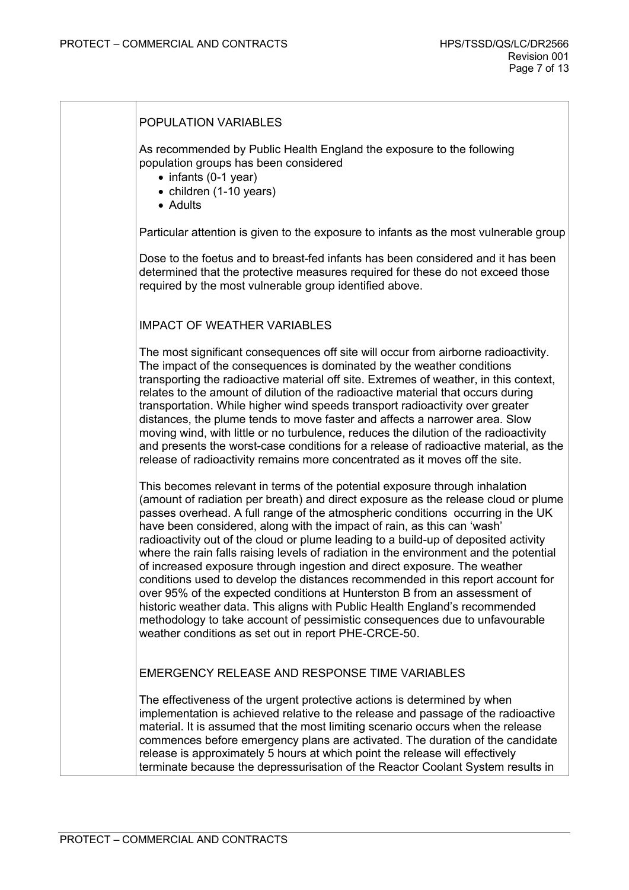## POPULATION VARIABLES

As recommended by Public Health England the exposure to the following population groups has been considered

- infants (0-1 year)
- children (1-10 years)
- Adults

Particular attention is given to the exposure to infants as the most vulnerable group

Dose to the foetus and to breast-fed infants has been considered and it has been determined that the protective measures required for these do not exceed those required by the most vulnerable group identified above.

## IMPACT OF WEATHER VARIABLES

The most significant consequences off site will occur from airborne radioactivity. The impact of the consequences is dominated by the weather conditions transporting the radioactive material off site. Extremes of weather, in this context, relates to the amount of dilution of the radioactive material that occurs during transportation. While higher wind speeds transport radioactivity over greater distances, the plume tends to move faster and affects a narrower area. Slow moving wind, with little or no turbulence, reduces the dilution of the radioactivity and presents the worst-case conditions for a release of radioactive material, as the release of radioactivity remains more concentrated as it moves off the site.

This becomes relevant in terms of the potential exposure through inhalation (amount of radiation per breath) and direct exposure as the release cloud or plume passes overhead. A full range of the atmospheric conditions occurring in the UK have been considered, along with the impact of rain, as this can 'wash' radioactivity out of the cloud or plume leading to a build-up of deposited activity where the rain falls raising levels of radiation in the environment and the potential of increased exposure through ingestion and direct exposure. The weather conditions used to develop the distances recommended in this report account for over 95% of the expected conditions at Hunterston B from an assessment of historic weather data. This aligns with Public Health England's recommended methodology to take account of pessimistic consequences due to unfavourable weather conditions as set out in report PHE-CRCE-50.

## EMERGENCY RELEASE AND RESPONSE TIME VARIABLES

The effectiveness of the urgent protective actions is determined by when implementation is achieved relative to the release and passage of the radioactive material. It is assumed that the most limiting scenario occurs when the release commences before emergency plans are activated. The duration of the candidate release is approximately 5 hours at which point the release will effectively terminate because the depressurisation of the Reactor Coolant System results in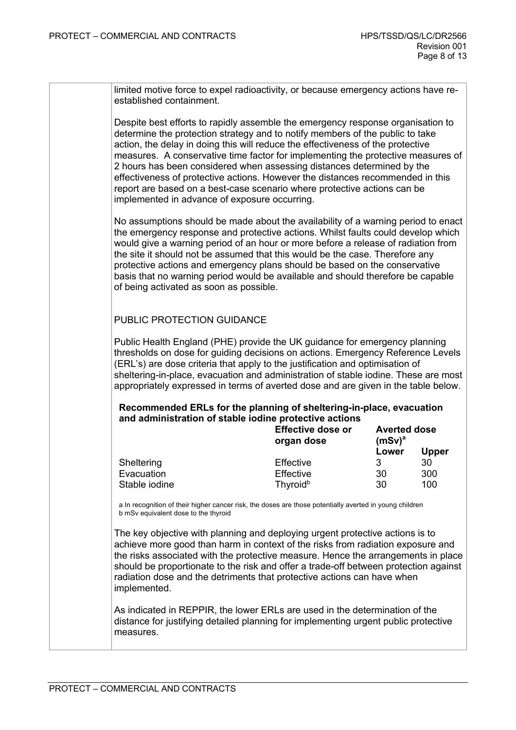limited motive force to expel radioactivity, or because emergency actions have re-established containment.

Despite best efforts to rapidly assemble the emergency response organisation to determine the protection strategy and to notify members of the public to take action, the delay in doing this will reduce the effectiveness of the protective measures. A conservative time factor for implementing the protective measures of 2 hours has been considered when assessing distances determined by the effectiveness of protective actions. However the distances recommended in this report are based on a best-case scenario where protective actions can be implemented in advance of exposure occurring.

No assumptions should be made about the availability of a warning period to enact the emergency response and protective actions. Whilst faults could develop which would give a warning period of an hour or more before a release of radiation from the site it should not be assumed that this would be the case. Therefore any protective actions and emergency plans should be based on the conservative basis that no warning period would be available and should therefore be capable of being activated as soon as possible.

## PUBLIC PROTECTION GUIDANCE

Public Health England (PHE) provide the UK guidance for emergency planning thresholds on dose for guiding decisions on actions. Emergency Reference Levels (ERL's) are dose criteria that apply to the justification and optimisation of sheltering-in-place, evacuation and administration of stable iodine. These are most appropriately expressed in terms of averted dose and are given in the table below.

**Recommended ERLs for the planning of sheltering-in-place, evacuation and administration of stable iodine protective actions**

| | Effective dose or organ dose | Averted dose (mSv)[a] | |
|---|---|---|---|
| | | Lower | Upper |
| Sheltering | Effective | 3 | 30 |
| Evacuation | Effective | 30 | 300 |
| Stable iodine | Thyroid[b] | 30 | 100 |

a In recognition of their higher cancer risk, the doses are those potentially averted in young children
b mSv equivalent dose to the thyroid

The key objective with planning and deploying urgent protective actions is to achieve more good than harm in context of the risks from radiation exposure and the risks associated with the protective measure. Hence the arrangements in place should be proportionate to the risk and offer a trade-off between protection against radiation dose and the detriments that protective actions can have when implemented.

As indicated in REPPIR, the lower ERLs are used in the determination of the distance for justifying detailed planning for implementing urgent public protective measures.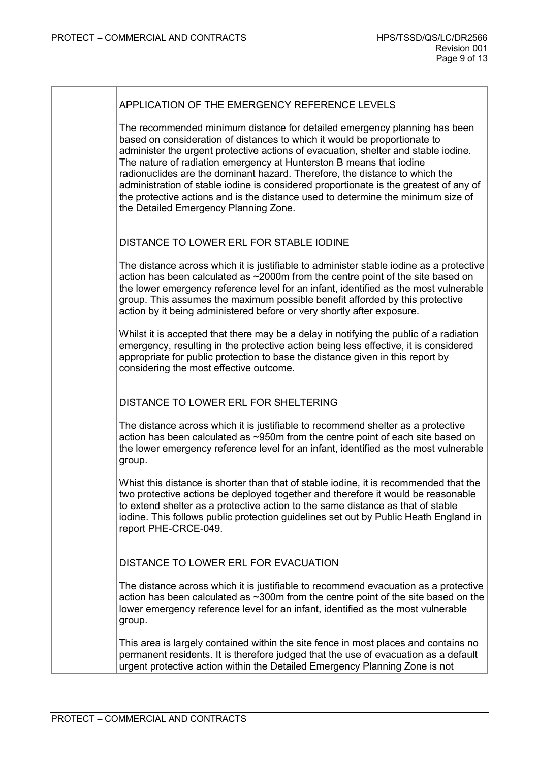## APPLICATION OF THE EMERGENCY REFERENCE LEVELS

The recommended minimum distance for detailed emergency planning has been based on consideration of distances to which it would be proportionate to administer the urgent protective actions of evacuation, shelter and stable iodine. The nature of radiation emergency at Hunterston B means that iodine radionuclides are the dominant hazard. Therefore, the distance to which the administration of stable iodine is considered proportionate is the greatest of any of the protective actions and is the distance used to determine the minimum size of the Detailed Emergency Planning Zone.

## DISTANCE TO LOWER ERL FOR STABLE IODINE

The distance across which it is justifiable to administer stable iodine as a protective action has been calculated as ~2000m from the centre point of the site based on the lower emergency reference level for an infant, identified as the most vulnerable group. This assumes the maximum possible benefit afforded by this protective action by it being administered before or very shortly after exposure.

Whilst it is accepted that there may be a delay in notifying the public of a radiation emergency, resulting in the protective action being less effective, it is considered appropriate for public protection to base the distance given in this report by considering the most effective outcome.

## DISTANCE TO LOWER ERL FOR SHELTERING

The distance across which it is justifiable to recommend shelter as a protective action has been calculated as ~950m from the centre point of each site based on the lower emergency reference level for an infant, identified as the most vulnerable group.

Whist this distance is shorter than that of stable iodine, it is recommended that the two protective actions be deployed together and therefore it would be reasonable to extend shelter as a protective action to the same distance as that of stable iodine. This follows public protection guidelines set out by Public Heath England in report PHE-CRCE-049.

## DISTANCE TO LOWER ERL FOR EVACUATION

The distance across which it is justifiable to recommend evacuation as a protective action has been calculated as ~300m from the centre point of the site based on the lower emergency reference level for an infant, identified as the most vulnerable group.

This area is largely contained within the site fence in most places and contains no permanent residents. It is therefore judged that the use of evacuation as a default urgent protective action within the Detailed Emergency Planning Zone is not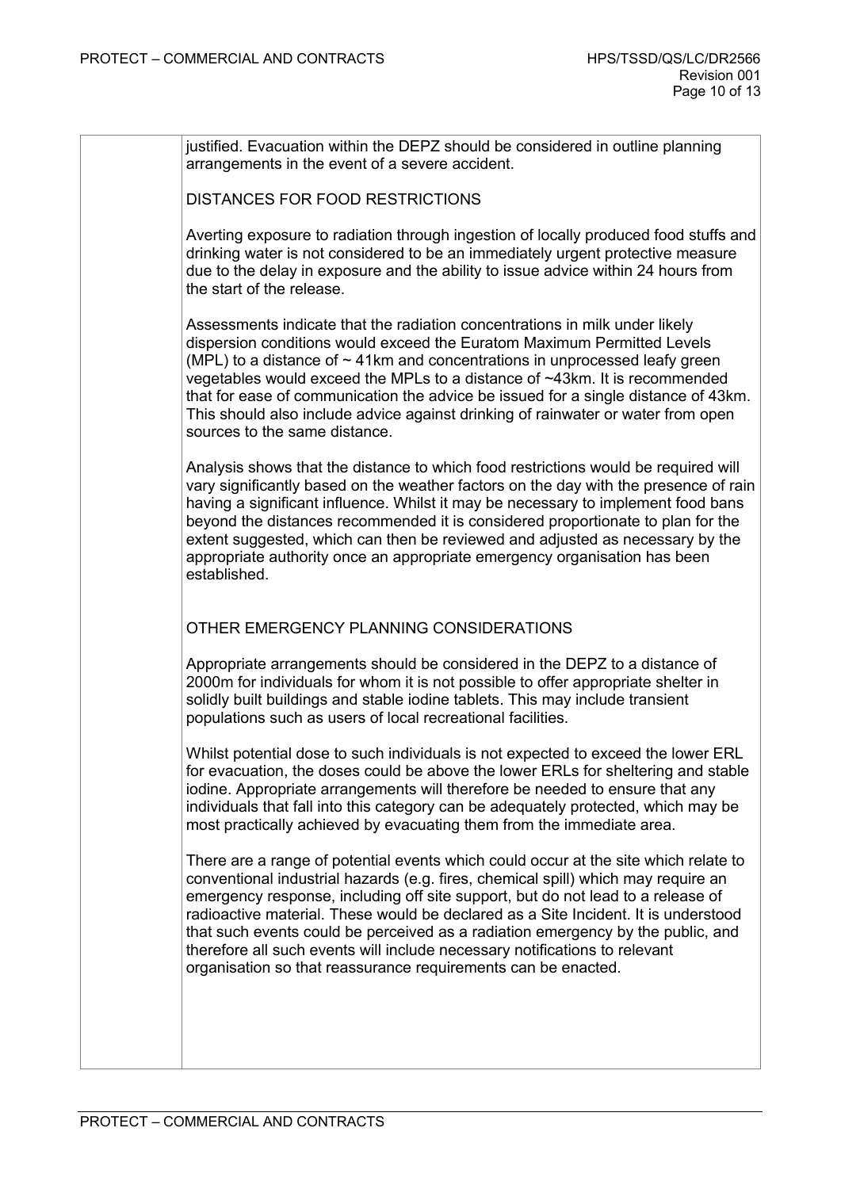justified. Evacuation within the DEPZ should be considered in outline planning arrangements in the event of a severe accident.

## DISTANCES FOR FOOD RESTRICTIONS

Averting exposure to radiation through ingestion of locally produced food stuffs and drinking water is not considered to be an immediately urgent protective measure due to the delay in exposure and the ability to issue advice within 24 hours from the start of the release.

Assessments indicate that the radiation concentrations in milk under likely dispersion conditions would exceed the Euratom Maximum Permitted Levels (MPL) to a distance of ~ 41km and concentrations in unprocessed leafy green vegetables would exceed the MPLs to a distance of ~43km. It is recommended that for ease of communication the advice be issued for a single distance of 43km. This should also include advice against drinking of rainwater or water from open sources to the same distance.

Analysis shows that the distance to which food restrictions would be required will vary significantly based on the weather factors on the day with the presence of rain having a significant influence. Whilst it may be necessary to implement food bans beyond the distances recommended it is considered proportionate to plan for the extent suggested, which can then be reviewed and adjusted as necessary by the appropriate authority once an appropriate emergency organisation has been established.

## OTHER EMERGENCY PLANNING CONSIDERATIONS

Appropriate arrangements should be considered in the DEPZ to a distance of 2000m for individuals for whom it is not possible to offer appropriate shelter in solidly built buildings and stable iodine tablets. This may include transient populations such as users of local recreational facilities.

Whilst potential dose to such individuals is not expected to exceed the lower ERL for evacuation, the doses could be above the lower ERLs for sheltering and stable iodine. Appropriate arrangements will therefore be needed to ensure that any individuals that fall into this category can be adequately protected, which may be most practically achieved by evacuating them from the immediate area.

There are a range of potential events which could occur at the site which relate to conventional industrial hazards (e.g. fires, chemical spill) which may require an emergency response, including off site support, but do not lead to a release of radioactive material. These would be declared as a Site Incident. It is understood that such events could be perceived as a radiation emergency by the public, and therefore all such events will include necessary notifications to relevant organisation so that reassurance requirements can be enacted.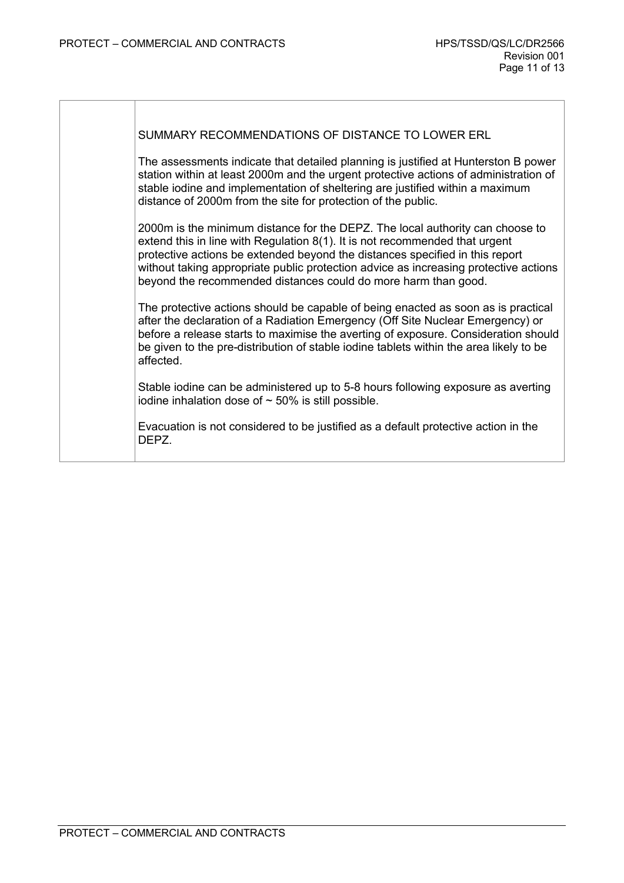SUMMARY RECOMMENDATIONS OF DISTANCE TO LOWER ERL

The assessments indicate that detailed planning is justified at Hunterston B power station within at least 2000m and the urgent protective actions of administration of stable iodine and implementation of sheltering are justified within a maximum distance of 2000m from the site for protection of the public.

2000m is the minimum distance for the DEPZ. The local authority can choose to extend this in line with Regulation 8(1). It is not recommended that urgent protective actions be extended beyond the distances specified in this report without taking appropriate public protection advice as increasing protective actions beyond the recommended distances could do more harm than good.

The protective actions should be capable of being enacted as soon as is practical after the declaration of a Radiation Emergency (Off Site Nuclear Emergency) or before a release starts to maximise the averting of exposure. Consideration should be given to the pre-distribution of stable iodine tablets within the area likely to be affected.

Stable iodine can be administered up to 5-8 hours following exposure as averting iodine inhalation dose of ~ 50% is still possible.

Evacuation is not considered to be justified as a default protective action in the DEPZ.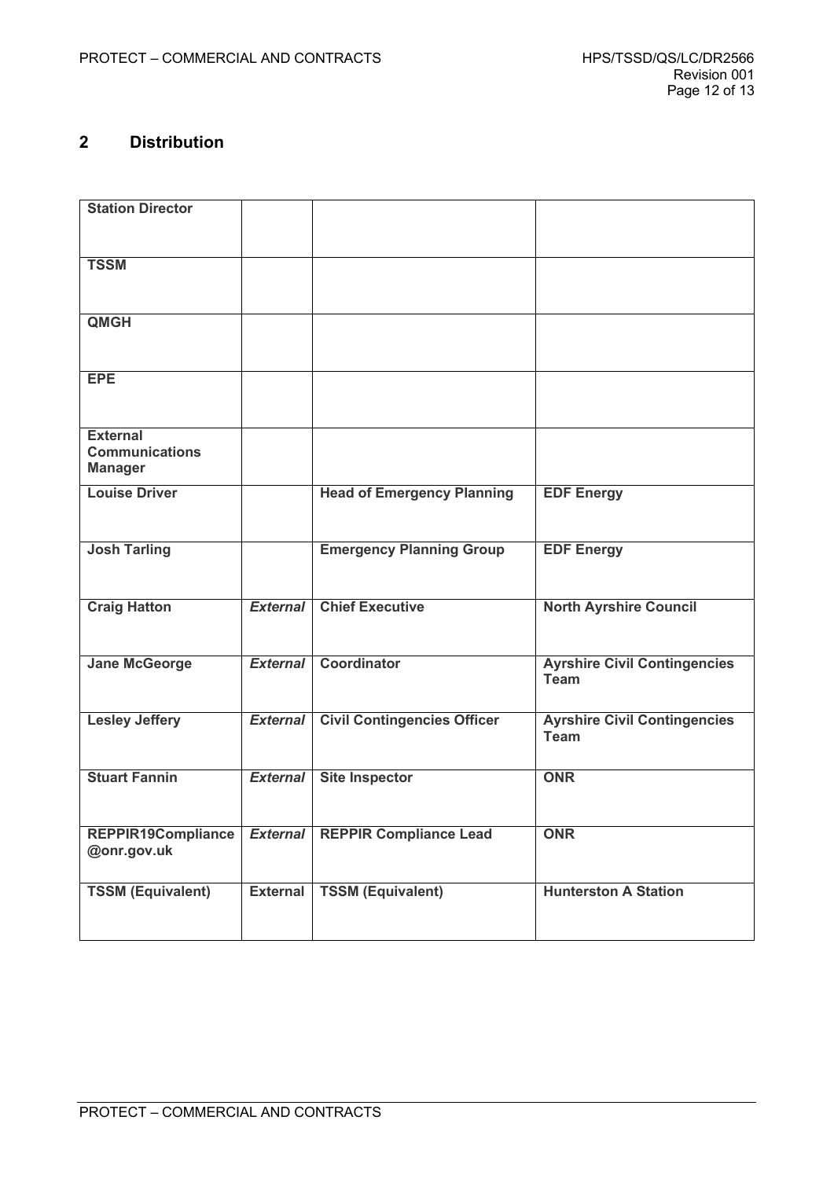## 2 Distribution

| | | | |
|---|---|---|---|
| **Station Director** | | | |
| **TSSM** | | | |
| **QMGH** | | | |
| **EPE** | | | |
| **External Communications Manager** | | | |
| **Louise Driver** | | **Head of Emergency Planning** | **EDF Energy** |
| **Josh Tarling** | | **Emergency Planning Group** | **EDF Energy** |
| **Craig Hatton** | ***External*** | **Chief Executive** | **North Ayrshire Council** |
| **Jane McGeorge** | ***External*** | **Coordinator** | **Ayrshire Civil Contingencies Team** |
| **Lesley Jeffery** | ***External*** | **Civil Contingencies Officer** | **Ayrshire Civil Contingencies Team** |
| **Stuart Fannin** | ***External*** | **Site Inspector** | **ONR** |
| **REPPIR19Compliance@onr.gov.uk** | ***External*** | **REPPIR Compliance Lead** | **ONR** |
| **TSSM (Equivalent)** | **External** | **TSSM (Equivalent)** | **Hunterston A Station** |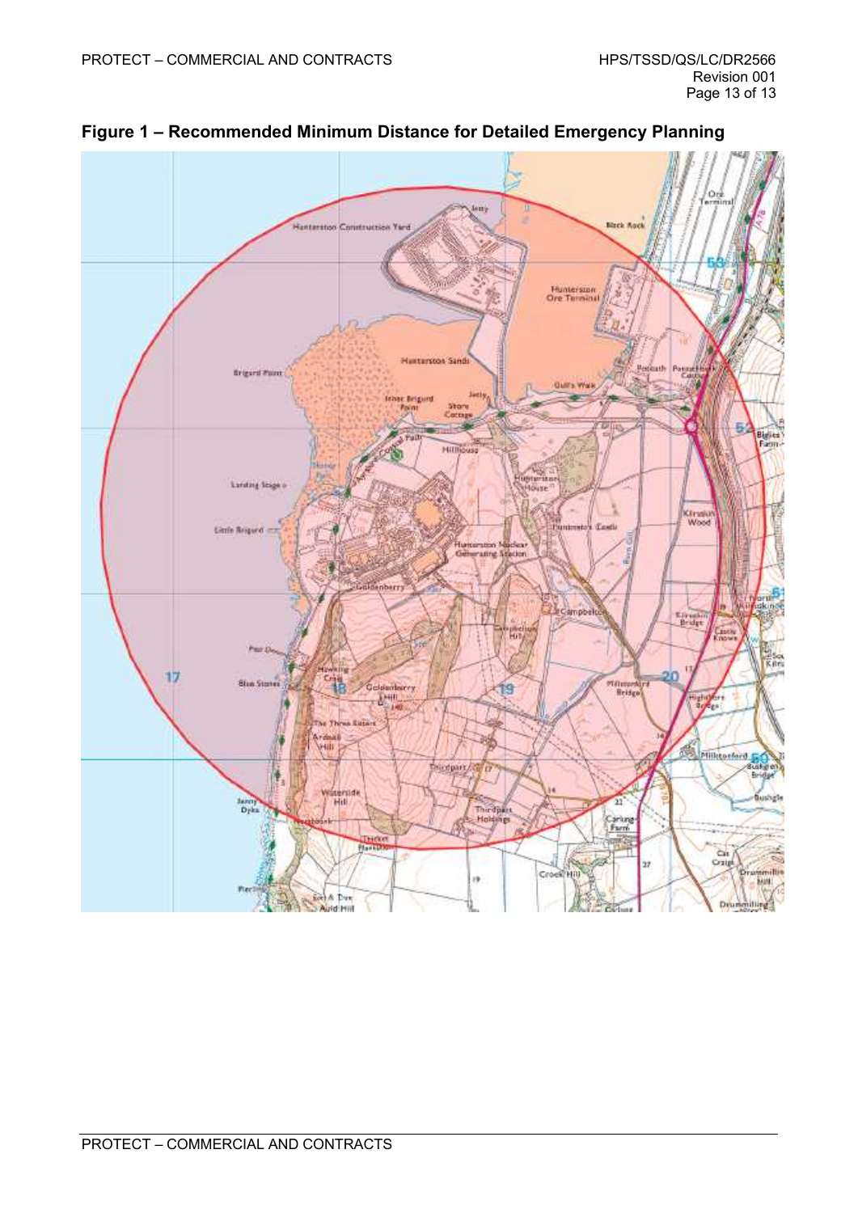**Figure 1 – Recommended Minimum Distance for Detailed Emergency Planning**